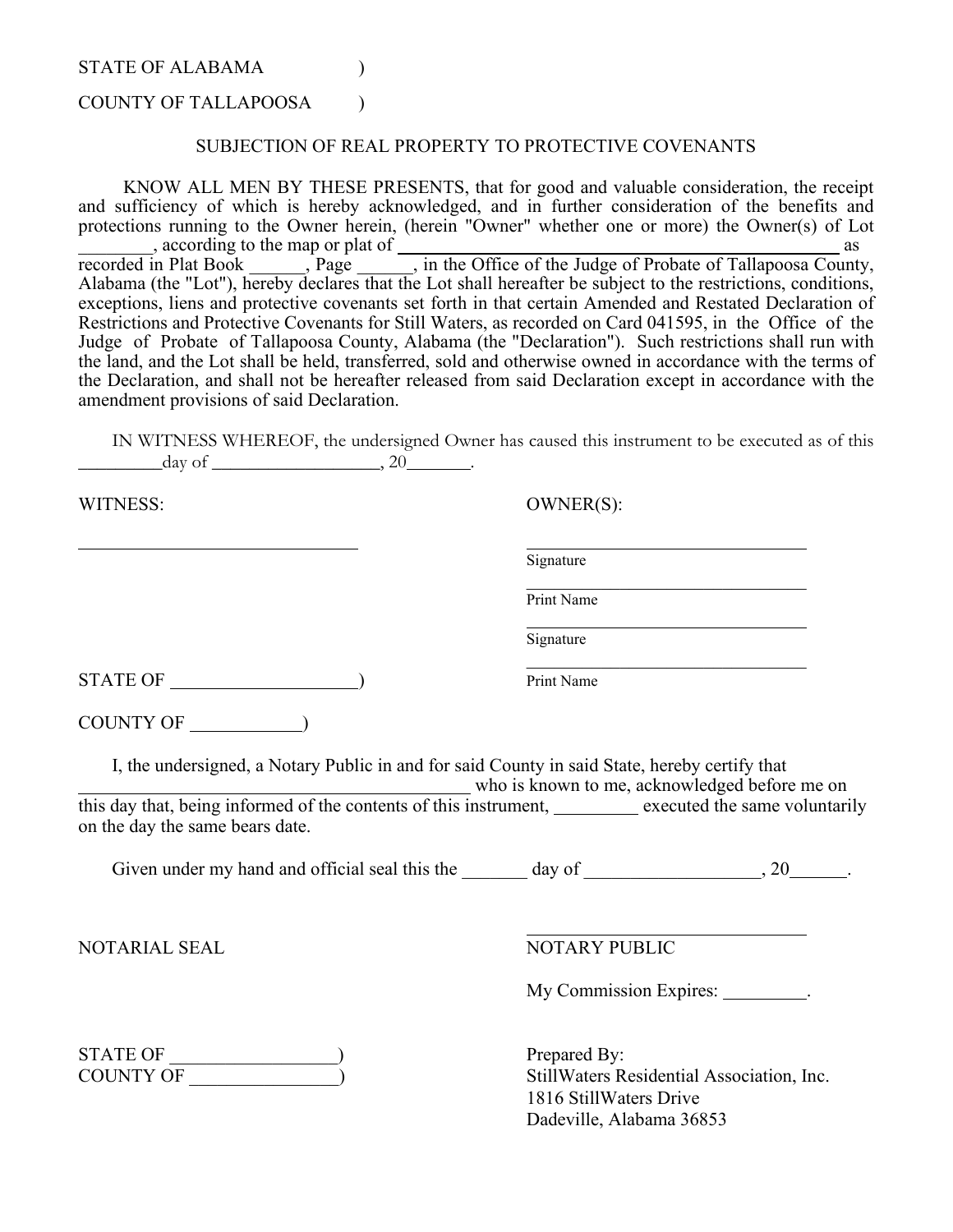STATE OF ALABAMA )

COUNTY OF TALLAPOOSA )

SUBJECTION OF REAL PROPERTY TO PROTECTIVE COVENANTS

KNOW ALL MEN BY THESE PRESENTS, that for good and valuable consideration, the receipt and sufficiency of which is hereby acknowledged, and in further consideration of the benefits and protections running to the Owner herein, (herein "Owner" whether one or more) the Owner(s) of Lot ________, according to the map or plat of ______________________________________________ as recorded in Plat Book ______, Page ______, in the Office of the Judge of Probate of Tallapoosa County, Alabama (the "Lot"), hereby declares that the Lot shall hereafter be subject to the restrictions, conditions, exceptions, liens and protective covenants set forth in that certain Amended and Restated Declaration of Restrictions and Protective Covenants for Still Waters, as recorded on Card 041595, in the Office of the Judge of Probate of Tallapoosa County, Alabama (the "Declaration"). Such restrictions shall run with the land, and the Lot shall be held, transferred, sold and otherwise owned in accordance with the terms of the Declaration, and shall not be hereafter released from said Declaration except in accordance with the amendment provisions of said Declaration.

IN WITNESS WHEREOF, the undersigned Owner has caused this instrument to be executed as of this _________day of __________________, 20_______.

WITNESS:

_______________________________

OWNER(S):

_______________________________
Signature

_______________________________
Print Name

_______________________________
Signature

_______________________________
Print Name

STATE OF ____________________)

COUNTY OF ____________)

I, the undersigned, a Notary Public in and for said County in said State, hereby certify that __________________________________________ who is known to me, acknowledged before me on this day that, being informed of the contents of this instrument, _________ executed the same voluntarily on the day the same bears date.

Given under my hand and official seal this the _______ day of __________________, 20______.

NOTARIAL SEAL

_______________________________
NOTARY PUBLIC

My Commission Expires: _________.

STATE OF _________________)
COUNTY OF ________________)

Prepared By:
StillWaters Residential Association, Inc.
1816 StillWaters Drive
Dadeville, Alabama 36853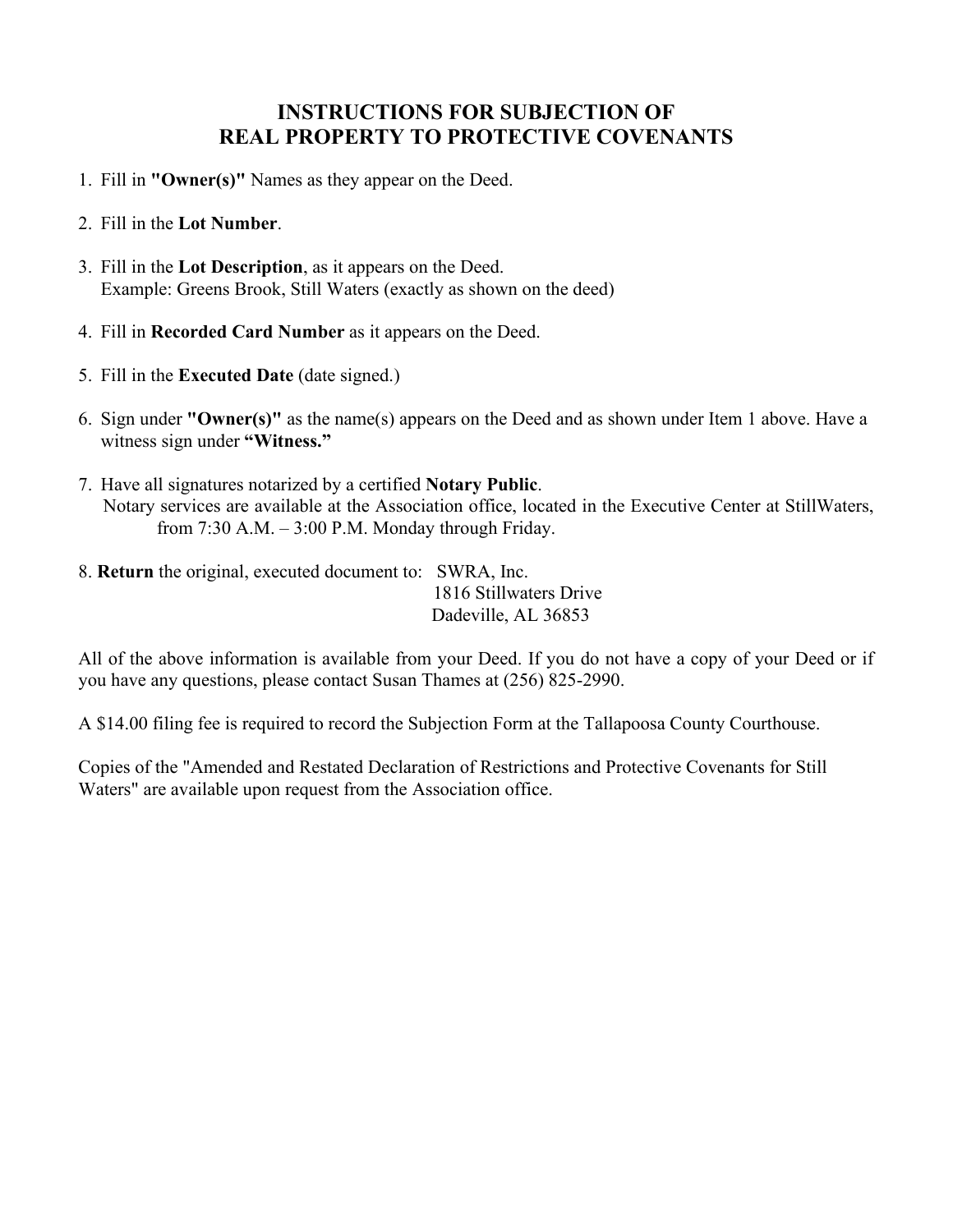# INSTRUCTIONS FOR SUBJECTION OF REAL PROPERTY TO PROTECTIVE COVENANTS

1. Fill in **"Owner(s)"** Names as they appear on the Deed.

2. Fill in the **Lot Number**.

3. Fill in the **Lot Description**, as it appears on the Deed.
   Example: Greens Brook, Still Waters (exactly as shown on the deed)

4. Fill in **Recorded Card Number** as it appears on the Deed.

5. Fill in the **Executed Date** (date signed.)

6. Sign under **"Owner(s)"** as the name(s) appears on the Deed and as shown under Item 1 above. Have a witness sign under **"Witness."**

7. Have all signatures notarized by a certified **Notary Public**.
   Notary services are available at the Association office, located in the Executive Center at StillWaters, from 7:30 A.M. – 3:00 P.M. Monday through Friday.

8. **Return** the original, executed document to: SWRA, Inc.
   1816 Stillwaters Drive
   Dadeville, AL 36853

All of the above information is available from your Deed. If you do not have a copy of your Deed or if you have any questions, please contact Susan Thames at (256) 825-2990.

A $14.00 filing fee is required to record the Subjection Form at the Tallapoosa County Courthouse.

Copies of the "Amended and Restated Declaration of Restrictions and Protective Covenants for Still Waters" are available upon request from the Association office.